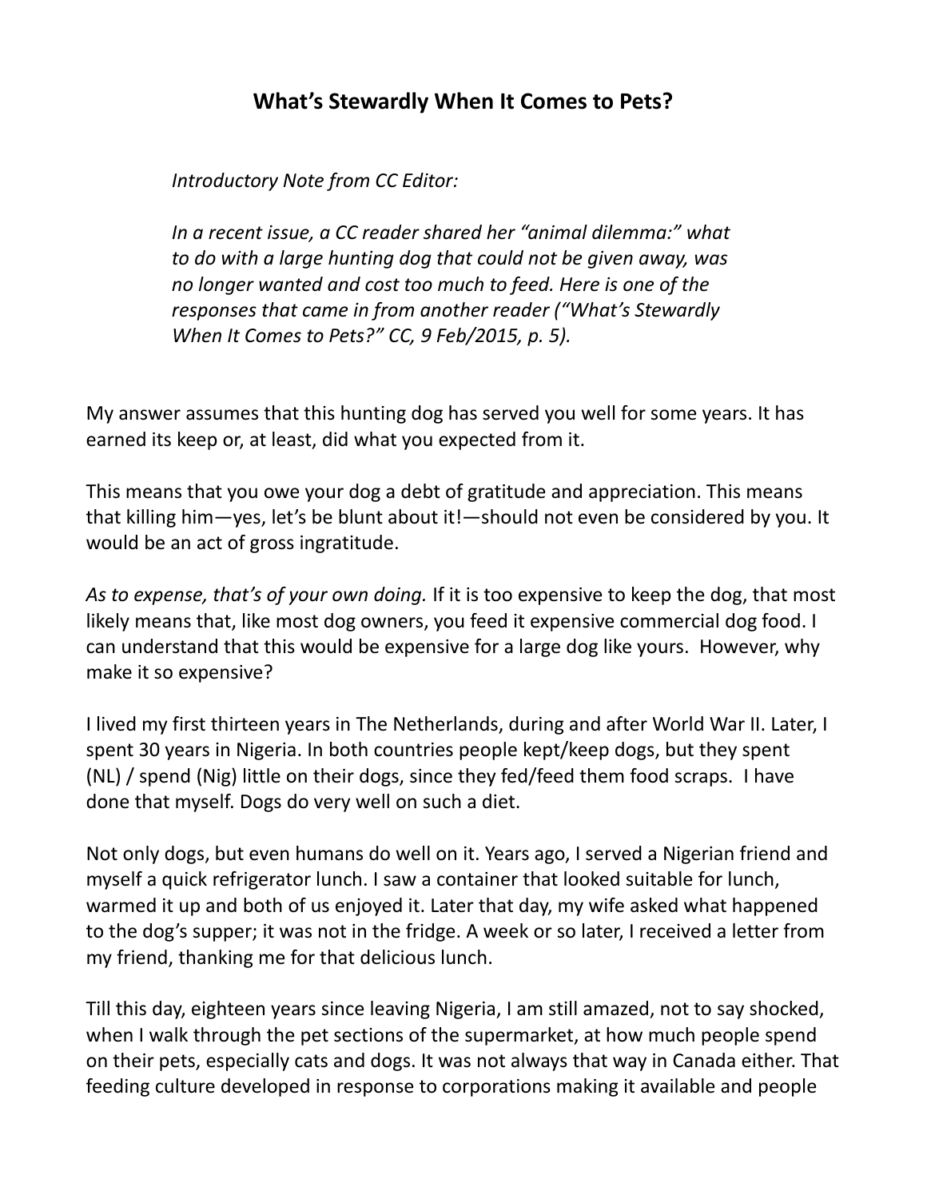## What's Stewardly When It Comes to Pets?

*Introductory Note from CC Editor:*

*In a recent issue, a CC reader shared her "animal dilemma:" what to do with a large hunting dog that could not be given away, was no longer wanted and cost too much to feed. Here is one of the responses that came in from another reader ("What's Stewardly When It Comes to Pets?" CC, 9 Feb/2015, p. 5).*

My answer assumes that this hunting dog has served you well for some years. It has earned its keep or, at least, did what you expected from it.

This means that you owe your dog a debt of gratitude and appreciation. This means that killing him—yes, let's be blunt about it!—should not even be considered by you. It would be an act of gross ingratitude.

*As to expense, that's of your own doing.* If it is too expensive to keep the dog, that most likely means that, like most dog owners, you feed it expensive commercial dog food. I can understand that this would be expensive for a large dog like yours. However, why make it so expensive?

I lived my first thirteen years in The Netherlands, during and after World War II. Later, I spent 30 years in Nigeria. In both countries people kept/keep dogs, but they spent (NL) / spend (Nig) little on their dogs, since they fed/feed them food scraps. I have done that myself. Dogs do very well on such a diet.

Not only dogs, but even humans do well on it. Years ago, I served a Nigerian friend and myself a quick refrigerator lunch. I saw a container that looked suitable for lunch, warmed it up and both of us enjoyed it. Later that day, my wife asked what happened to the dog's supper; it was not in the fridge. A week or so later, I received a letter from my friend, thanking me for that delicious lunch.

Till this day, eighteen years since leaving Nigeria, I am still amazed, not to say shocked, when I walk through the pet sections of the supermarket, at how much people spend on their pets, especially cats and dogs. It was not always that way in Canada either. That feeding culture developed in response to corporations making it available and people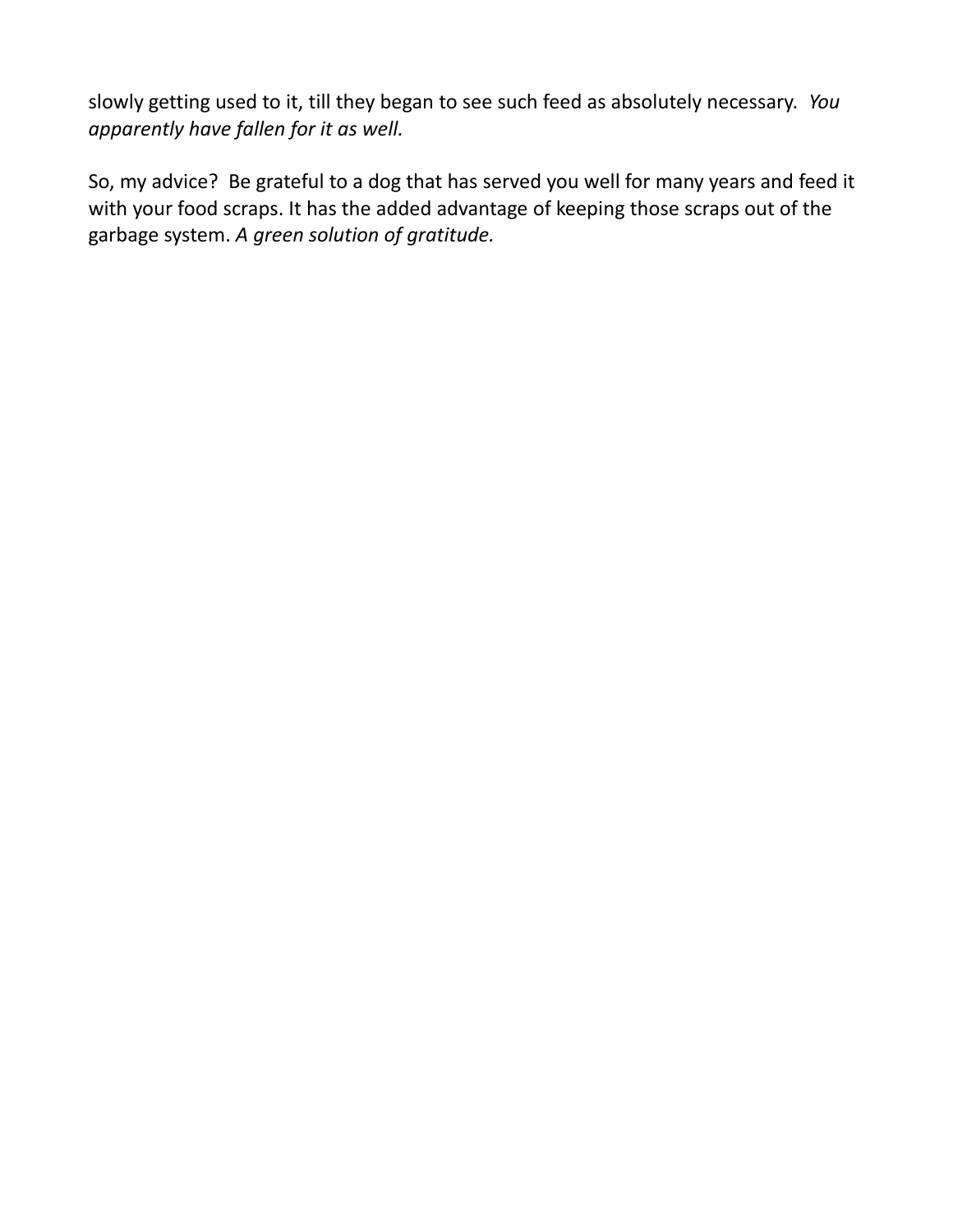slowly getting used to it, till they began to see such feed as absolutely necessary. *You apparently have fallen for it as well.*

So, my advice? Be grateful to a dog that has served you well for many years and feed it with your food scraps. It has the added advantage of keeping those scraps out of the garbage system. *A green solution of gratitude.*